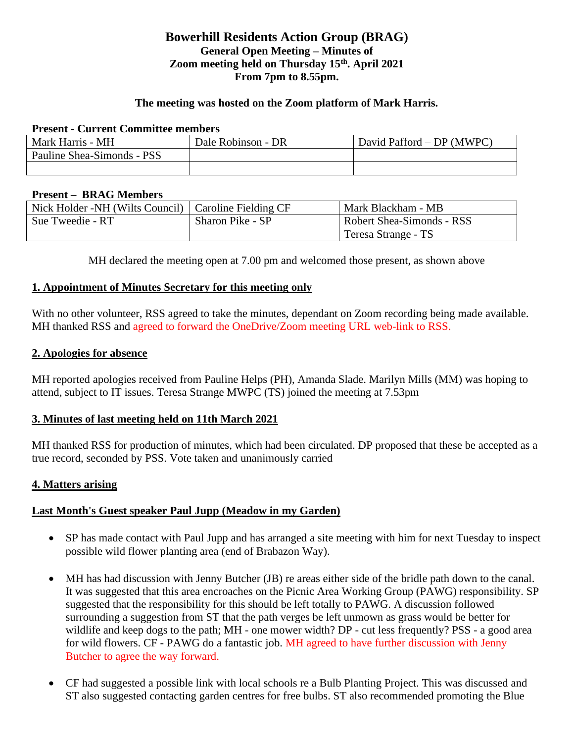# Bowerhill Residents Action Group (BRAG)

**General Open Meeting – Minutes of**
**Zoom meeting held on Thursday 15th. April 2021**
**From 7pm to 8.55pm.**

**The meeting was hosted on the Zoom platform of Mark Harris.**

**Present - Current Committee members**

| Mark Harris - MH | Dale Robinson - DR | David Pafford – DP (MWPC) |
|---|---|---|
| Pauline Shea-Simonds - PSS | | |
| | | |

**Present – BRAG Members**

| Nick Holder -NH (Wilts Council) | Caroline Fielding CF | Mark Blackham - MB |
|---|---|---|
| Sue Tweedie - RT | Sharon Pike - SP | Robert Shea-Simonds - RSS<br>Teresa Strange - TS |

MH declared the meeting open at 7.00 pm and welcomed those present, as shown above

## 1. Appointment of Minutes Secretary for this meeting only

With no other volunteer, RSS agreed to take the minutes, dependant on Zoom recording being made available. MH thanked RSS and agreed to forward the OneDrive/Zoom meeting URL web-link to RSS.

## 2. Apologies for absence

MH reported apologies received from Pauline Helps (PH), Amanda Slade. Marilyn Mills (MM) was hoping to attend, subject to IT issues. Teresa Strange MWPC (TS) joined the meeting at 7.53pm

## 3. Minutes of last meeting held on 11th March 2021

MH thanked RSS for production of minutes, which had been circulated. DP proposed that these be accepted as a true record, seconded by PSS. Vote taken and unanimously carried

## 4. Matters arising

## Last Month's Guest speaker Paul Jupp (Meadow in my Garden)

- SP has made contact with Paul Jupp and has arranged a site meeting with him for next Tuesday to inspect possible wild flower planting area (end of Brabazon Way).
- MH has had discussion with Jenny Butcher (JB) re areas either side of the bridle path down to the canal. It was suggested that this area encroaches on the Picnic Area Working Group (PAWG) responsibility. SP suggested that the responsibility for this should be left totally to PAWG. A discussion followed surrounding a suggestion from ST that the path verges be left unmown as grass would be better for wildlife and keep dogs to the path; MH - one mower width? DP - cut less frequently? PSS - a good area for wild flowers. CF - PAWG do a fantastic job. MH agreed to have further discussion with Jenny Butcher to agree the way forward.
- CF had suggested a possible link with local schools re a Bulb Planting Project. This was discussed and ST also suggested contacting garden centres for free bulbs. ST also recommended promoting the Blue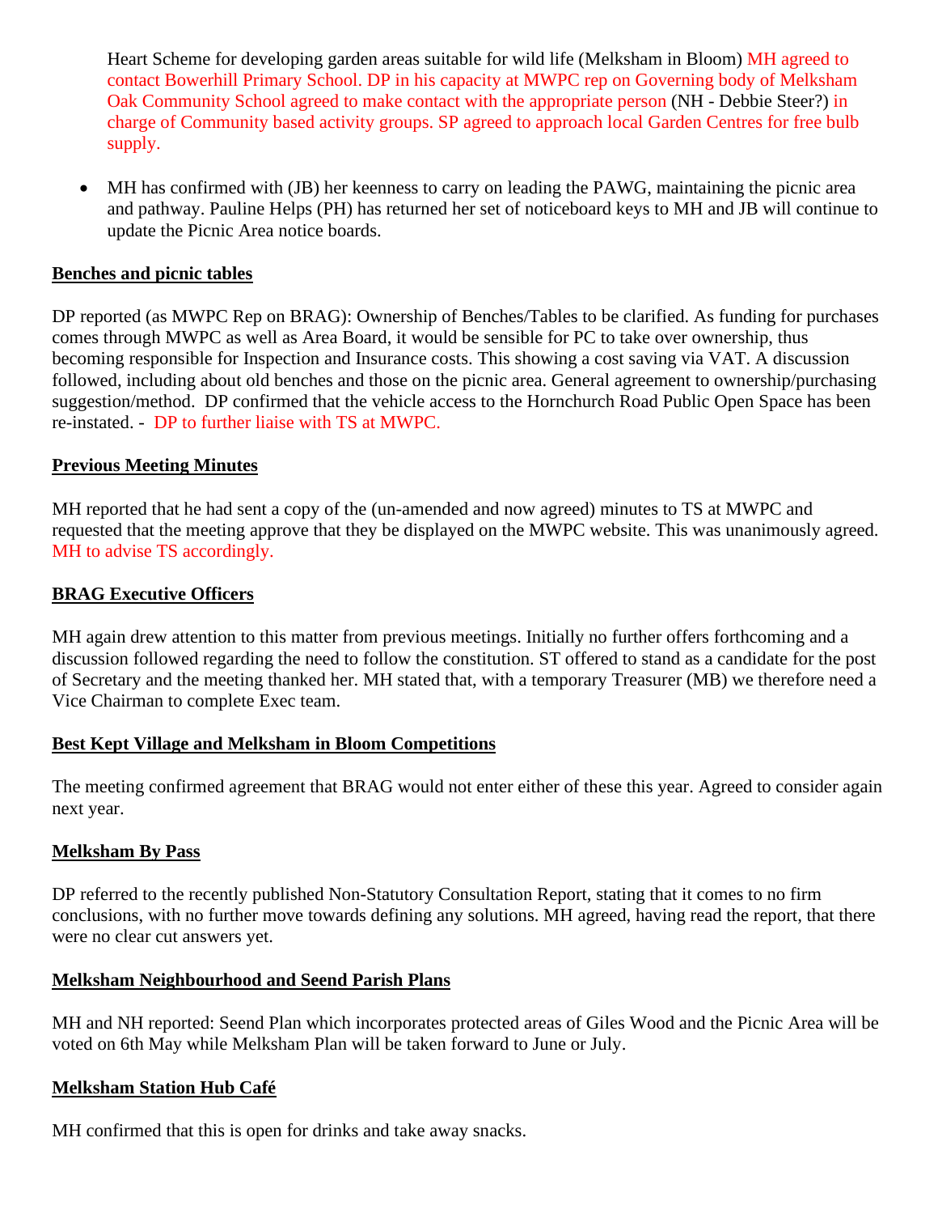Heart Scheme for developing garden areas suitable for wild life (Melksham in Bloom) MH agreed to contact Bowerhill Primary School. DP in his capacity at MWPC rep on Governing body of Melksham Oak Community School agreed to make contact with the appropriate person (NH - Debbie Steer?) in charge of Community based activity groups. SP agreed to approach local Garden Centres for free bulb supply.

- MH has confirmed with (JB) her keenness to carry on leading the PAWG, maintaining the picnic area and pathway. Pauline Helps (PH) has returned her set of noticeboard keys to MH and JB will continue to update the Picnic Area notice boards.

**Benches and picnic tables**

DP reported (as MWPC Rep on BRAG): Ownership of Benches/Tables to be clarified. As funding for purchases comes through MWPC as well as Area Board, it would be sensible for PC to take over ownership, thus becoming responsible for Inspection and Insurance costs. This showing a cost saving via VAT. A discussion followed, including about old benches and those on the picnic area. General agreement to ownership/purchasing suggestion/method. DP confirmed that the vehicle access to the Hornchurch Road Public Open Space has been re-instated. - DP to further liaise with TS at MWPC.

**Previous Meeting Minutes**

MH reported that he had sent a copy of the (un-amended and now agreed) minutes to TS at MWPC and requested that the meeting approve that they be displayed on the MWPC website. This was unanimously agreed. MH to advise TS accordingly.

**BRAG Executive Officers**

MH again drew attention to this matter from previous meetings. Initially no further offers forthcoming and a discussion followed regarding the need to follow the constitution. ST offered to stand as a candidate for the post of Secretary and the meeting thanked her. MH stated that, with a temporary Treasurer (MB) we therefore need a Vice Chairman to complete Exec team.

**Best Kept Village and Melksham in Bloom Competitions**

The meeting confirmed agreement that BRAG would not enter either of these this year. Agreed to consider again next year.

**Melksham By Pass**

DP referred to the recently published Non-Statutory Consultation Report, stating that it comes to no firm conclusions, with no further move towards defining any solutions. MH agreed, having read the report, that there were no clear cut answers yet.

**Melksham Neighbourhood and Seend Parish Plans**

MH and NH reported: Seend Plan which incorporates protected areas of Giles Wood and the Picnic Area will be voted on 6th May while Melksham Plan will be taken forward to June or July.

**Melksham Station Hub Café**

MH confirmed that this is open for drinks and take away snacks.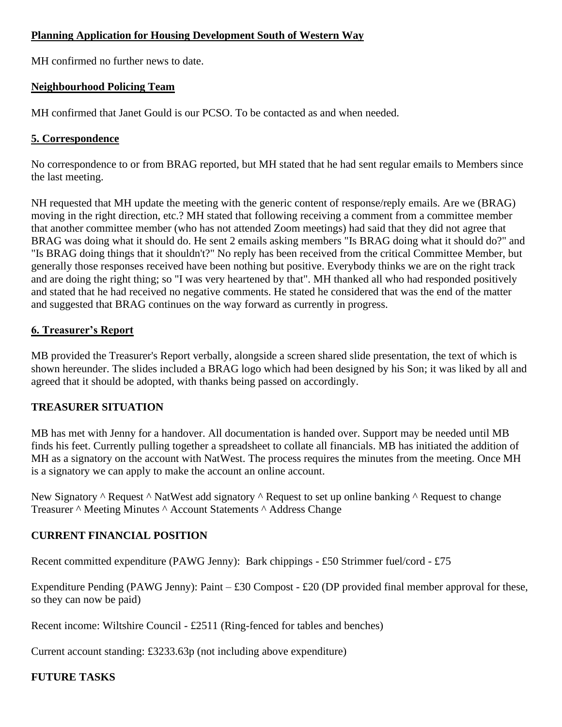**Planning Application for Housing Development South of Western Way**

MH confirmed no further news to date.

**Neighbourhood Policing Team**

MH confirmed that Janet Gould is our PCSO. To be contacted as and when needed.

## 5. Correspondence

No correspondence to or from BRAG reported, but MH stated that he had sent regular emails to Members since the last meeting.

NH requested that MH update the meeting with the generic content of response/reply emails. Are we (BRAG) moving in the right direction, etc.? MH stated that following receiving a comment from a committee member that another committee member (who has not attended Zoom meetings) had said that they did not agree that BRAG was doing what it should do. He sent 2 emails asking members "Is BRAG doing what it should do?" and "Is BRAG doing things that it shouldn't?" No reply has been received from the critical Committee Member, but generally those responses received have been nothing but positive. Everybody thinks we are on the right track and are doing the right thing; so "I was very heartened by that". MH thanked all who had responded positively and stated that he had received no negative comments. He stated he considered that was the end of the matter and suggested that BRAG continues on the way forward as currently in progress.

## 6. Treasurer's Report

MB provided the Treasurer's Report verbally, alongside a screen shared slide presentation, the text of which is shown hereunder. The slides included a BRAG logo which had been designed by his Son; it was liked by all and agreed that it should be adopted, with thanks being passed on accordingly.

**TREASURER SITUATION**

MB has met with Jenny for a handover. All documentation is handed over. Support may be needed until MB finds his feet. Currently pulling together a spreadsheet to collate all financials. MB has initiated the addition of MH as a signatory on the account with NatWest. The process requires the minutes from the meeting. Once MH is a signatory we can apply to make the account an online account.

New Signatory ^ Request ^ NatWest add signatory ^ Request to set up online banking ^ Request to change Treasurer ^ Meeting Minutes ^ Account Statements ^ Address Change

**CURRENT FINANCIAL POSITION**

Recent committed expenditure (PAWG Jenny): Bark chippings - £50 Strimmer fuel/cord - £75

Expenditure Pending (PAWG Jenny): Paint – £30 Compost - £20 (DP provided final member approval for these, so they can now be paid)

Recent income: Wiltshire Council - £2511 (Ring-fenced for tables and benches)

Current account standing: £3233.63p (not including above expenditure)

**FUTURE TASKS**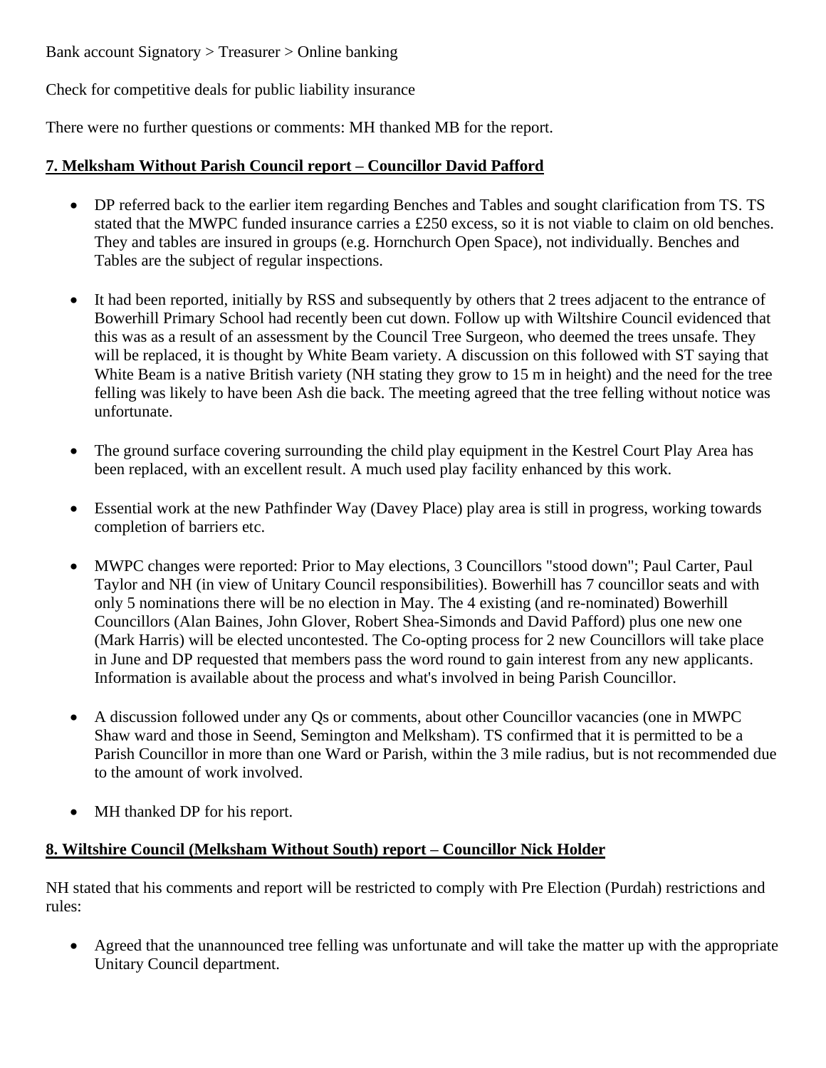Bank account Signatory > Treasurer > Online banking

Check for competitive deals for public liability insurance

There were no further questions or comments: MH thanked MB for the report.

## 7. Melksham Without Parish Council report – Councillor David Pafford

- DP referred back to the earlier item regarding Benches and Tables and sought clarification from TS. TS stated that the MWPC funded insurance carries a £250 excess, so it is not viable to claim on old benches. They and tables are insured in groups (e.g. Hornchurch Open Space), not individually. Benches and Tables are the subject of regular inspections.

- It had been reported, initially by RSS and subsequently by others that 2 trees adjacent to the entrance of Bowerhill Primary School had recently been cut down. Follow up with Wiltshire Council evidenced that this was as a result of an assessment by the Council Tree Surgeon, who deemed the trees unsafe. They will be replaced, it is thought by White Beam variety. A discussion on this followed with ST saying that White Beam is a native British variety (NH stating they grow to 15 m in height) and the need for the tree felling was likely to have been Ash die back. The meeting agreed that the tree felling without notice was unfortunate.

- The ground surface covering surrounding the child play equipment in the Kestrel Court Play Area has been replaced, with an excellent result. A much used play facility enhanced by this work.

- Essential work at the new Pathfinder Way (Davey Place) play area is still in progress, working towards completion of barriers etc.

- MWPC changes were reported: Prior to May elections, 3 Councillors "stood down"; Paul Carter, Paul Taylor and NH (in view of Unitary Council responsibilities). Bowerhill has 7 councillor seats and with only 5 nominations there will be no election in May. The 4 existing (and re-nominated) Bowerhill Councillors (Alan Baines, John Glover, Robert Shea-Simonds and David Pafford) plus one new one (Mark Harris) will be elected uncontested. The Co-opting process for 2 new Councillors will take place in June and DP requested that members pass the word round to gain interest from any new applicants. Information is available about the process and what's involved in being Parish Councillor.

- A discussion followed under any Qs or comments, about other Councillor vacancies (one in MWPC Shaw ward and those in Seend, Semington and Melksham). TS confirmed that it is permitted to be a Parish Councillor in more than one Ward or Parish, within the 3 mile radius, but is not recommended due to the amount of work involved.

- MH thanked DP for his report.

## 8. Wiltshire Council (Melksham Without South) report – Councillor Nick Holder

NH stated that his comments and report will be restricted to comply with Pre Election (Purdah) restrictions and rules:

- Agreed that the unannounced tree felling was unfortunate and will take the matter up with the appropriate Unitary Council department.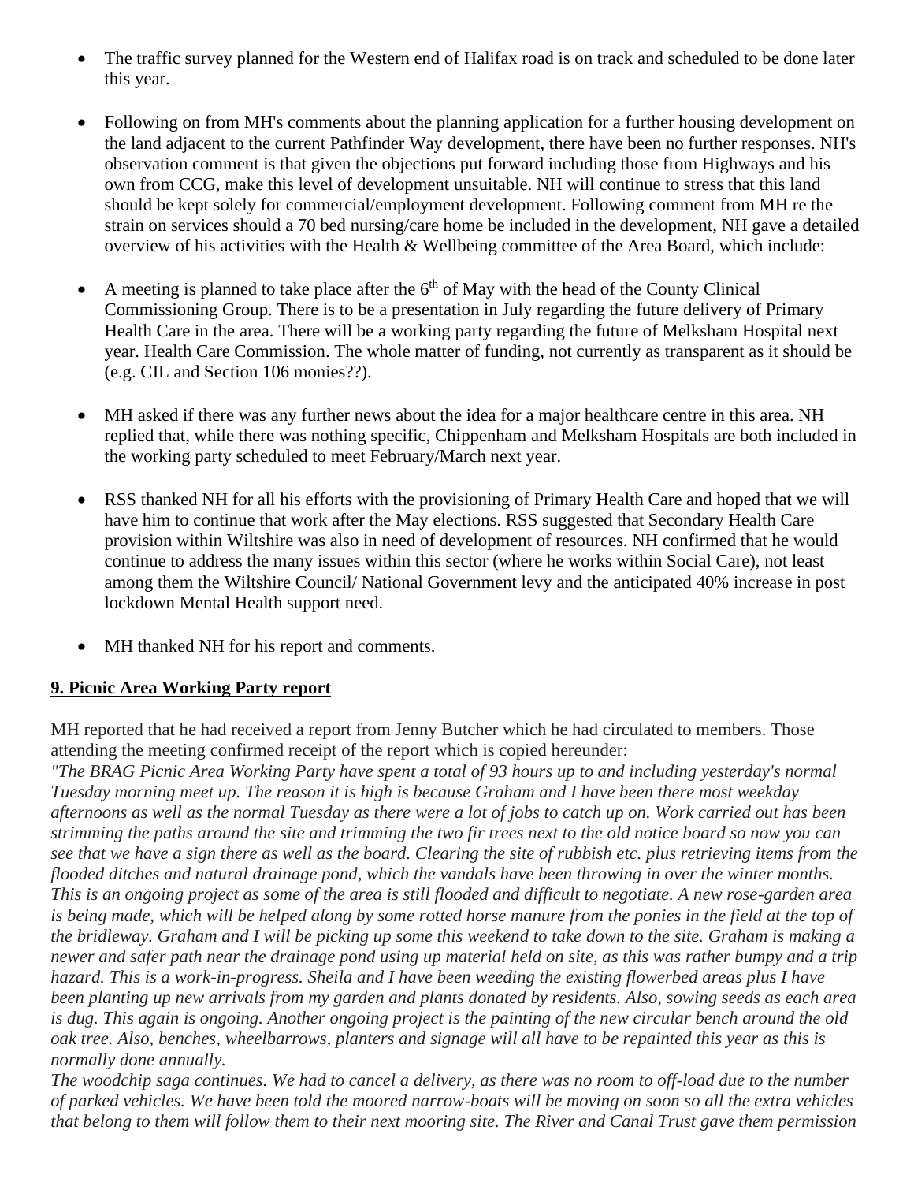- The traffic survey planned for the Western end of Halifax road is on track and scheduled to be done later this year.

- Following on from MH's comments about the planning application for a further housing development on the land adjacent to the current Pathfinder Way development, there have been no further responses. NH's observation comment is that given the objections put forward including those from Highways and his own from CCG, make this level of development unsuitable. NH will continue to stress that this land should be kept solely for commercial/employment development. Following comment from MH re the strain on services should a 70 bed nursing/care home be included in the development, NH gave a detailed overview of his activities with the Health & Wellbeing committee of the Area Board, which include:

- A meeting is planned to take place after the 6th of May with the head of the County Clinical Commissioning Group. There is to be a presentation in July regarding the future delivery of Primary Health Care in the area. There will be a working party regarding the future of Melksham Hospital next year. Health Care Commission. The whole matter of funding, not currently as transparent as it should be (e.g. CIL and Section 106 monies??).

- MH asked if there was any further news about the idea for a major healthcare centre in this area. NH replied that, while there was nothing specific, Chippenham and Melksham Hospitals are both included in the working party scheduled to meet February/March next year.

- RSS thanked NH for all his efforts with the provisioning of Primary Health Care and hoped that we will have him to continue that work after the May elections. RSS suggested that Secondary Health Care provision within Wiltshire was also in need of development of resources. NH confirmed that he would continue to address the many issues within this sector (where he works within Social Care), not least among them the Wiltshire Council/ National Government levy and the anticipated 40% increase in post lockdown Mental Health support need.

- MH thanked NH for his report and comments.

## 9. Picnic Area Working Party report

MH reported that he had received a report from Jenny Butcher which he had circulated to members. Those attending the meeting confirmed receipt of the report which is copied hereunder:

*"The BRAG Picnic Area Working Party have spent a total of 93 hours up to and including yesterday's normal Tuesday morning meet up. The reason it is high is because Graham and I have been there most weekday afternoons as well as the normal Tuesday as there were a lot of jobs to catch up on. Work carried out has been strimming the paths around the site and trimming the two fir trees next to the old notice board so now you can see that we have a sign there as well as the board. Clearing the site of rubbish etc. plus retrieving items from the flooded ditches and natural drainage pond, which the vandals have been throwing in over the winter months. This is an ongoing project as some of the area is still flooded and difficult to negotiate. A new rose-garden area is being made, which will be helped along by some rotted horse manure from the ponies in the field at the top of the bridleway. Graham and I will be picking up some this weekend to take down to the site. Graham is making a newer and safer path near the drainage pond using up material held on site, as this was rather bumpy and a trip hazard. This is a work-in-progress. Sheila and I have been weeding the existing flowerbed areas plus I have been planting up new arrivals from my garden and plants donated by residents. Also, sowing seeds as each area is dug. This again is ongoing. Another ongoing project is the painting of the new circular bench around the old oak tree. Also, benches, wheelbarrows, planters and signage will all have to be repainted this year as this is normally done annually.*

*The woodchip saga continues. We had to cancel a delivery, as there was no room to off-load due to the number of parked vehicles. We have been told the moored narrow-boats will be moving on soon so all the extra vehicles that belong to them will follow them to their next mooring site. The River and Canal Trust gave them permission*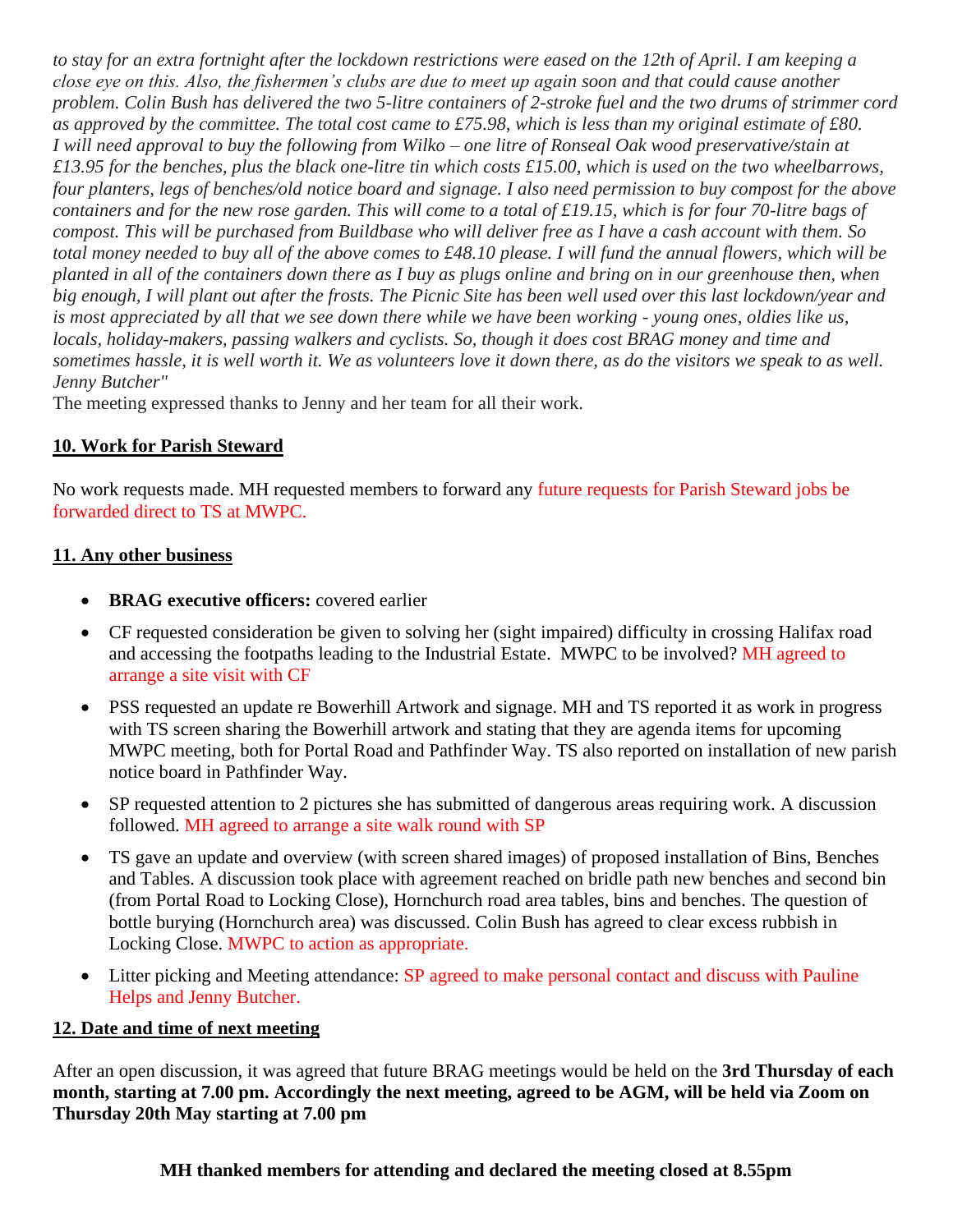*to stay for an extra fortnight after the lockdown restrictions were eased on the 12th of April. I am keeping a close eye on this. Also, the fishermen's clubs are due to meet up again soon and that could cause another problem. Colin Bush has delivered the two 5-litre containers of 2-stroke fuel and the two drums of strimmer cord as approved by the committee. The total cost came to £75.98, which is less than my original estimate of £80. I will need approval to buy the following from Wilko – one litre of Ronseal Oak wood preservative/stain at £13.95 for the benches, plus the black one-litre tin which costs £15.00, which is used on the two wheelbarrows, four planters, legs of benches/old notice board and signage. I also need permission to buy compost for the above containers and for the new rose garden. This will come to a total of £19.15, which is for four 70-litre bags of compost. This will be purchased from Buildbase who will deliver free as I have a cash account with them. So total money needed to buy all of the above comes to £48.10 please. I will fund the annual flowers, which will be planted in all of the containers down there as I buy as plugs online and bring on in our greenhouse then, when big enough, I will plant out after the frosts. The Picnic Site has been well used over this last lockdown/year and is most appreciated by all that we see down there while we have been working - young ones, oldies like us, locals, holiday-makers, passing walkers and cyclists. So, though it does cost BRAG money and time and sometimes hassle, it is well worth it. We as volunteers love it down there, as do the visitors we speak to as well. Jenny Butcher"*

The meeting expressed thanks to Jenny and her team for all their work.

## 10. Work for Parish Steward

No work requests made. MH requested members to forward any future requests for Parish Steward jobs be forwarded direct to TS at MWPC.

## 11. Any other business

- **BRAG executive officers:** covered earlier
- CF requested consideration be given to solving her (sight impaired) difficulty in crossing Halifax road and accessing the footpaths leading to the Industrial Estate. MWPC to be involved? MH agreed to arrange a site visit with CF
- PSS requested an update re Bowerhill Artwork and signage. MH and TS reported it as work in progress with TS screen sharing the Bowerhill artwork and stating that they are agenda items for upcoming MWPC meeting, both for Portal Road and Pathfinder Way. TS also reported on installation of new parish notice board in Pathfinder Way.
- SP requested attention to 2 pictures she has submitted of dangerous areas requiring work. A discussion followed. MH agreed to arrange a site walk round with SP
- TS gave an update and overview (with screen shared images) of proposed installation of Bins, Benches and Tables. A discussion took place with agreement reached on bridle path new benches and second bin (from Portal Road to Locking Close), Hornchurch road area tables, bins and benches. The question of bottle burying (Hornchurch area) was discussed. Colin Bush has agreed to clear excess rubbish in Locking Close. MWPC to action as appropriate.
- Litter picking and Meeting attendance: SP agreed to make personal contact and discuss with Pauline Helps and Jenny Butcher.

## 12. Date and time of next meeting

After an open discussion, it was agreed that future BRAG meetings would be held on the **3rd Thursday of each month, starting at 7.00 pm. Accordingly the next meeting, agreed to be AGM, will be held via Zoom on Thursday 20th May starting at 7.00 pm**

**MH thanked members for attending and declared the meeting closed at 8.55pm**